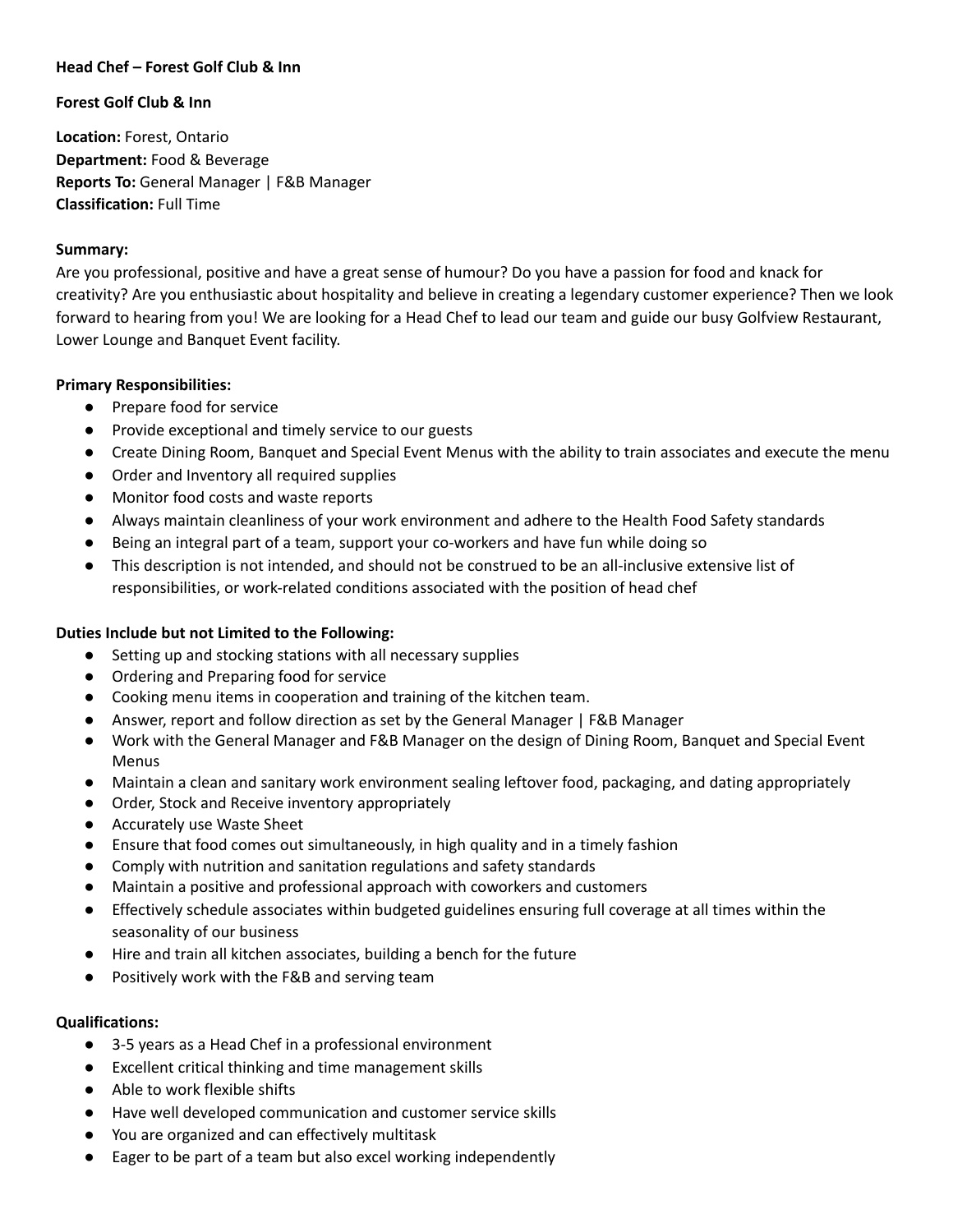**Head Chef – Forest Golf Club & Inn**

**Forest Golf Club & Inn**

**Location:** Forest, Ontario
**Department:** Food & Beverage
**Reports To:** General Manager | F&B Manager
**Classification:** Full Time

**Summary:**
Are you professional, positive and have a great sense of humour? Do you have a passion for food and knack for creativity? Are you enthusiastic about hospitality and believe in creating a legendary customer experience? Then we look forward to hearing from you! We are looking for a Head Chef to lead our team and guide our busy Golfview Restaurant, Lower Lounge and Banquet Event facility.

**Primary Responsibilities:**

- Prepare food for service
- Provide exceptional and timely service to our guests
- Create Dining Room, Banquet and Special Event Menus with the ability to train associates and execute the menu
- Order and Inventory all required supplies
- Monitor food costs and waste reports
- Always maintain cleanliness of your work environment and adhere to the Health Food Safety standards
- Being an integral part of a team, support your co-workers and have fun while doing so
- This description is not intended, and should not be construed to be an all-inclusive extensive list of responsibilities, or work-related conditions associated with the position of head chef

**Duties Include but not Limited to the Following:**

- Setting up and stocking stations with all necessary supplies
- Ordering and Preparing food for service
- Cooking menu items in cooperation and training of the kitchen team.
- Answer, report and follow direction as set by the General Manager | F&B Manager
- Work with the General Manager and F&B Manager on the design of Dining Room, Banquet and Special Event Menus
- Maintain a clean and sanitary work environment sealing leftover food, packaging, and dating appropriately
- Order, Stock and Receive inventory appropriately
- Accurately use Waste Sheet
- Ensure that food comes out simultaneously, in high quality and in a timely fashion
- Comply with nutrition and sanitation regulations and safety standards
- Maintain a positive and professional approach with coworkers and customers
- Effectively schedule associates within budgeted guidelines ensuring full coverage at all times within the seasonality of our business
- Hire and train all kitchen associates, building a bench for the future
- Positively work with the F&B and serving team

**Qualifications:**

- 3-5 years as a Head Chef in a professional environment
- Excellent critical thinking and time management skills
- Able to work flexible shifts
- Have well developed communication and customer service skills
- You are organized and can effectively multitask
- Eager to be part of a team but also excel working independently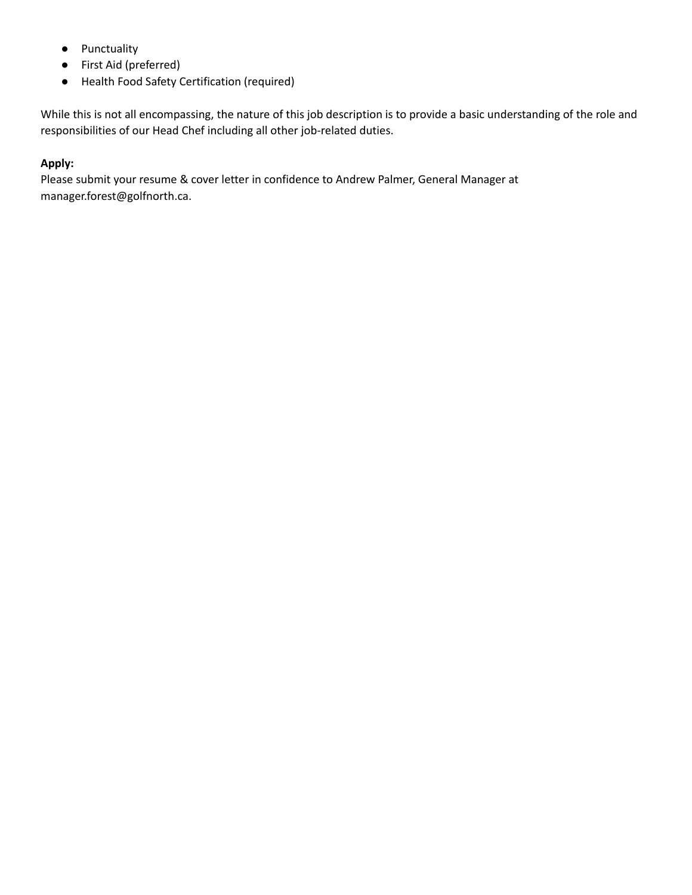- Punctuality
- First Aid (preferred)
- Health Food Safety Certification (required)

While this is not all encompassing, the nature of this job description is to provide a basic understanding of the role and responsibilities of our Head Chef including all other job-related duties.

**Apply:**
Please submit your resume & cover letter in confidence to Andrew Palmer, General Manager at manager.forest@golfnorth.ca.